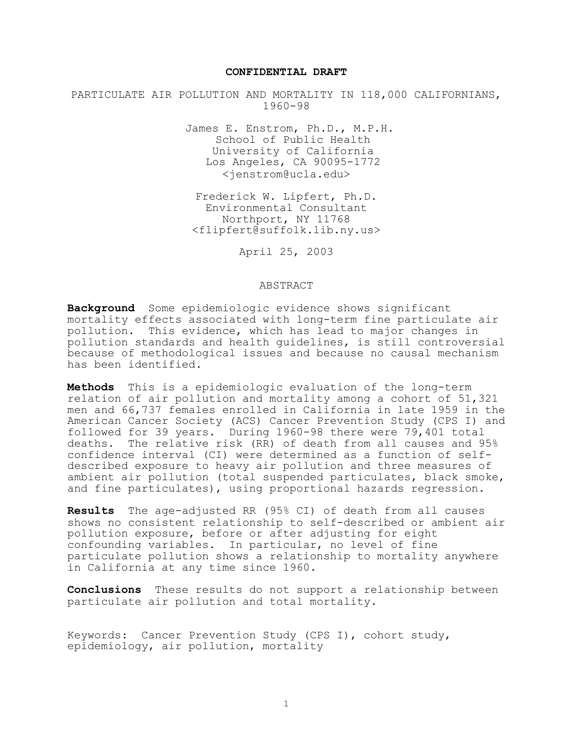**CONFIDENTIAL DRAFT**

# PARTICULATE AIR POLLUTION AND MORTALITY IN 118,000 CALIFORNIANS, 1960-98

James E. Enstrom, Ph.D., M.P.H.
School of Public Health
University of California
Los Angeles, CA 90095-1772
<jenstrom@ucla.edu>

Frederick W. Lipfert, Ph.D.
Environmental Consultant
Northport, NY 11768
<flipfert@suffolk.lib.ny.us>

April 25, 2003

## ABSTRACT

**Background** Some epidemiologic evidence shows significant mortality effects associated with long-term fine particulate air pollution. This evidence, which has lead to major changes in pollution standards and health guidelines, is still controversial because of methodological issues and because no causal mechanism has been identified.

**Methods** This is a epidemiologic evaluation of the long-term relation of air pollution and mortality among a cohort of 51,321 men and 66,737 females enrolled in California in late 1959 in the American Cancer Society (ACS) Cancer Prevention Study (CPS I) and followed for 39 years. During 1960-98 there were 79,401 total deaths. The relative risk (RR) of death from all causes and 95% confidence interval (CI) were determined as a function of self-described exposure to heavy air pollution and three measures of ambient air pollution (total suspended particulates, black smoke, and fine particulates), using proportional hazards regression.

**Results** The age-adjusted RR (95% CI) of death from all causes shows no consistent relationship to self-described or ambient air pollution exposure, before or after adjusting for eight confounding variables. In particular, no level of fine particulate pollution shows a relationship to mortality anywhere in California at any time since 1960.

**Conclusions** These results do not support a relationship between particulate air pollution and total mortality.

Keywords: Cancer Prevention Study (CPS I), cohort study, epidemiology, air pollution, mortality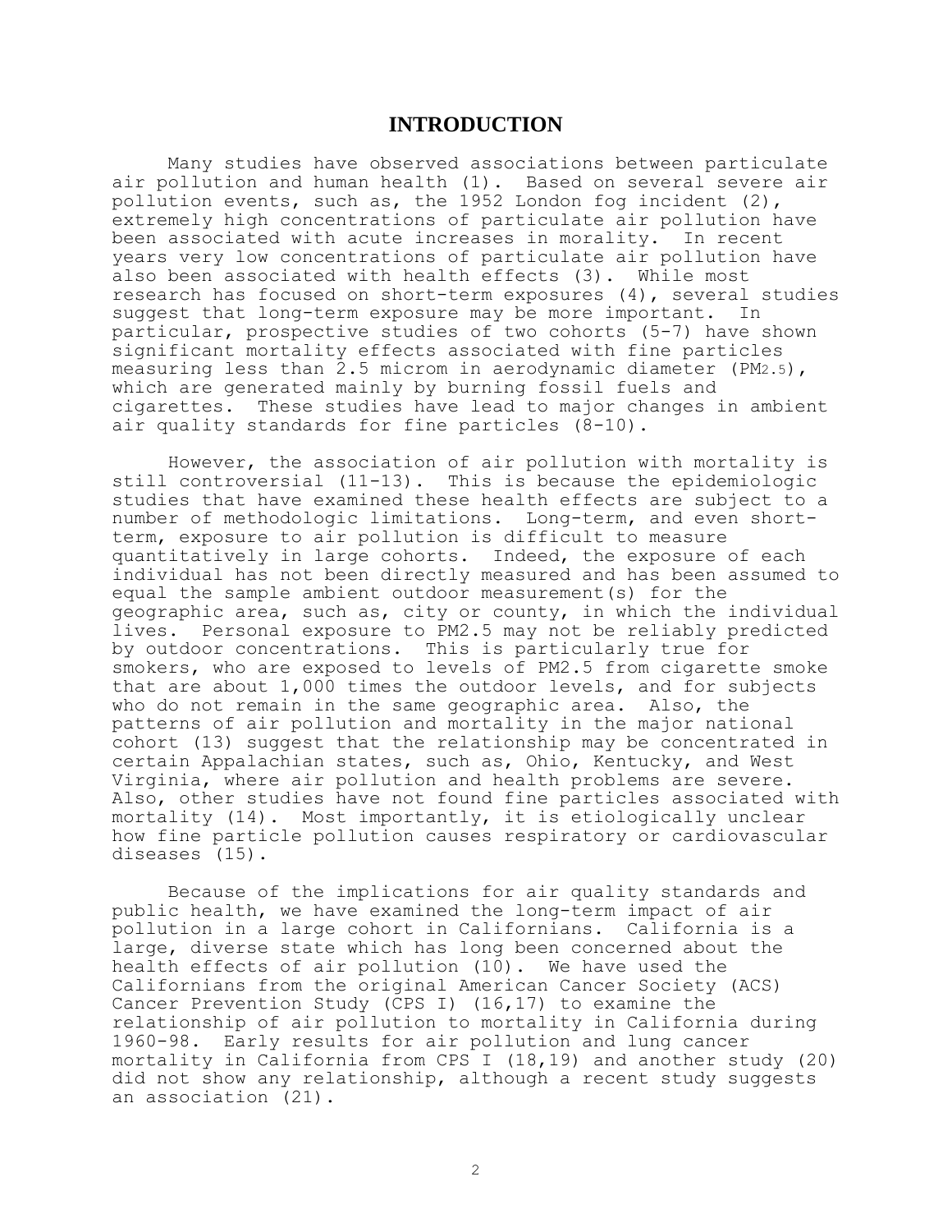# INTRODUCTION

Many studies have observed associations between particulate air pollution and human health (1). Based on several severe air pollution events, such as, the 1952 London fog incident (2), extremely high concentrations of particulate air pollution have been associated with acute increases in morality. In recent years very low concentrations of particulate air pollution have also been associated with health effects (3). While most research has focused on short-term exposures (4), several studies suggest that long-term exposure may be more important. In particular, prospective studies of two cohorts (5-7) have shown significant mortality effects associated with fine particles measuring less than 2.5 microm in aerodynamic diameter ($PM_{2.5}$), which are generated mainly by burning fossil fuels and cigarettes. These studies have lead to major changes in ambient air quality standards for fine particles (8-10).

However, the association of air pollution with mortality is still controversial (11-13). This is because the epidemiologic studies that have examined these health effects are subject to a number of methodologic limitations. Long-term, and even short-term, exposure to air pollution is difficult to measure quantitatively in large cohorts. Indeed, the exposure of each individual has not been directly measured and has been assumed to equal the sample ambient outdoor measurement(s) for the geographic area, such as, city or county, in which the individual lives. Personal exposure to PM2.5 may not be reliably predicted by outdoor concentrations. This is particularly true for smokers, who are exposed to levels of PM2.5 from cigarette smoke that are about 1,000 times the outdoor levels, and for subjects who do not remain in the same geographic area. Also, the patterns of air pollution and mortality in the major national cohort (13) suggest that the relationship may be concentrated in certain Appalachian states, such as, Ohio, Kentucky, and West Virginia, where air pollution and health problems are severe. Also, other studies have not found fine particles associated with mortality (14). Most importantly, it is etiologically unclear how fine particle pollution causes respiratory or cardiovascular diseases (15).

Because of the implications for air quality standards and public health, we have examined the long-term impact of air pollution in a large cohort in Californians. California is a large, diverse state which has long been concerned about the health effects of air pollution (10). We have used the Californians from the original American Cancer Society (ACS) Cancer Prevention Study (CPS I) (16,17) to examine the relationship of air pollution to mortality in California during 1960-98. Early results for air pollution and lung cancer mortality in California from CPS I (18,19) and another study (20) did not show any relationship, although a recent study suggests an association (21).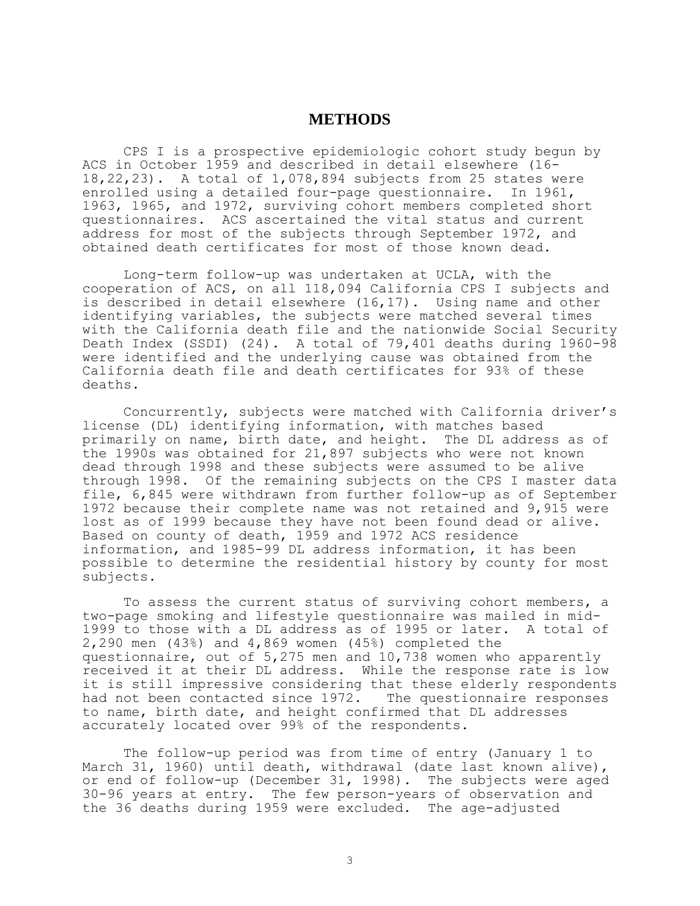# METHODS

CPS I is a prospective epidemiologic cohort study begun by ACS in October 1959 and described in detail elsewhere (16-18,22,23). A total of 1,078,894 subjects from 25 states were enrolled using a detailed four-page questionnaire. In 1961, 1963, 1965, and 1972, surviving cohort members completed short questionnaires. ACS ascertained the vital status and current address for most of the subjects through September 1972, and obtained death certificates for most of those known dead.

Long-term follow-up was undertaken at UCLA, with the cooperation of ACS, on all 118,094 California CPS I subjects and is described in detail elsewhere (16,17). Using name and other identifying variables, the subjects were matched several times with the California death file and the nationwide Social Security Death Index (SSDI) (24). A total of 79,401 deaths during 1960-98 were identified and the underlying cause was obtained from the California death file and death certificates for 93% of these deaths.

Concurrently, subjects were matched with California driver's license (DL) identifying information, with matches based primarily on name, birth date, and height. The DL address as of the 1990s was obtained for 21,897 subjects who were not known dead through 1998 and these subjects were assumed to be alive through 1998. Of the remaining subjects on the CPS I master data file, 6,845 were withdrawn from further follow-up as of September 1972 because their complete name was not retained and 9,915 were lost as of 1999 because they have not been found dead or alive. Based on county of death, 1959 and 1972 ACS residence information, and 1985-99 DL address information, it has been possible to determine the residential history by county for most subjects.

To assess the current status of surviving cohort members, a two-page smoking and lifestyle questionnaire was mailed in mid-1999 to those with a DL address as of 1995 or later. A total of 2,290 men (43%) and 4,869 women (45%) completed the questionnaire, out of 5,275 men and 10,738 women who apparently received it at their DL address. While the response rate is low it is still impressive considering that these elderly respondents had not been contacted since 1972. The questionnaire responses to name, birth date, and height confirmed that DL addresses accurately located over 99% of the respondents.

The follow-up period was from time of entry (January 1 to March 31, 1960) until death, withdrawal (date last known alive), or end of follow-up (December 31, 1998). The subjects were aged 30-96 years at entry. The few person-years of observation and the 36 deaths during 1959 were excluded. The age-adjusted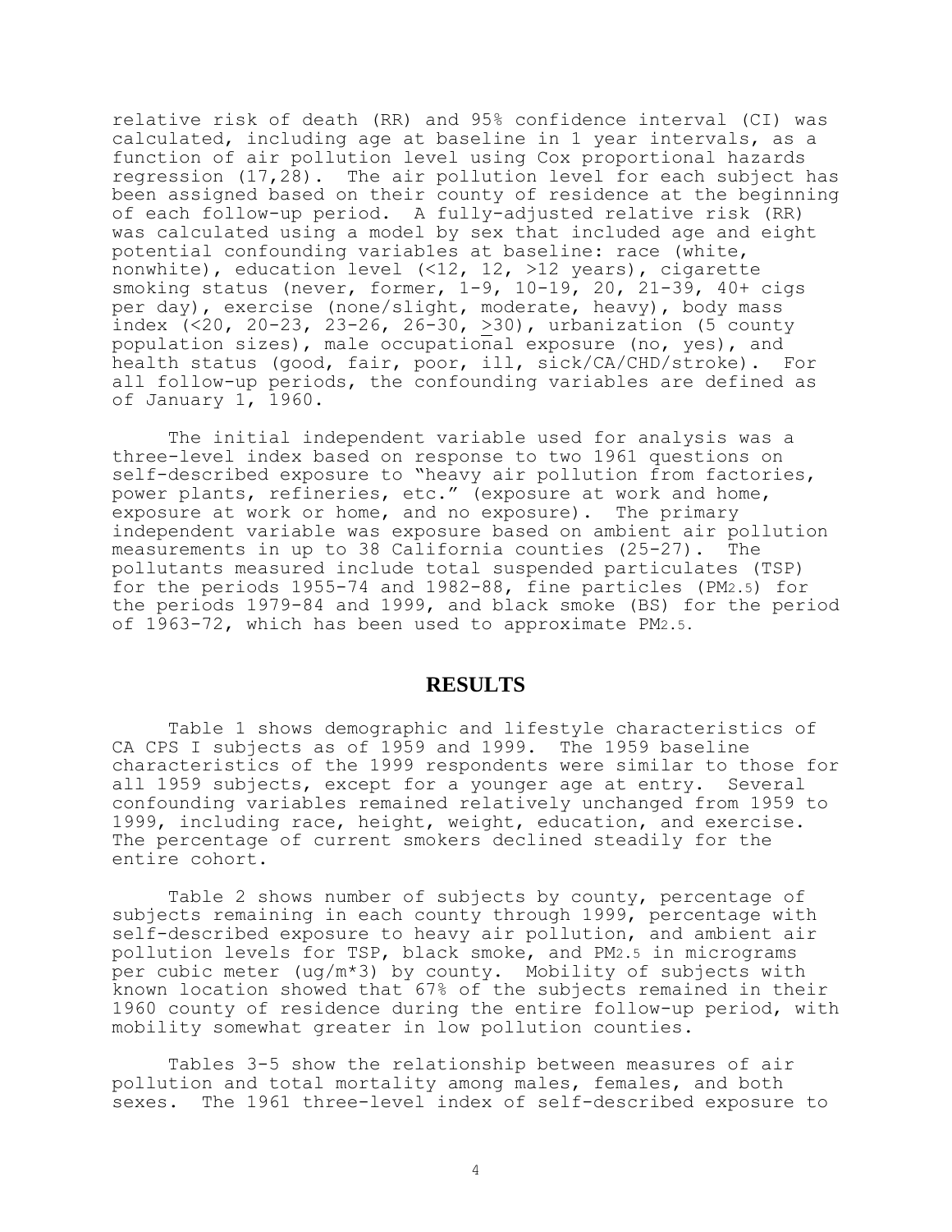relative risk of death (RR) and 95% confidence interval (CI) was calculated, including age at baseline in 1 year intervals, as a function of air pollution level using Cox proportional hazards regression (17,28). The air pollution level for each subject has been assigned based on their county of residence at the beginning of each follow-up period. A fully-adjusted relative risk (RR) was calculated using a model by sex that included age and eight potential confounding variables at baseline: race (white, nonwhite), education level (<12, 12, >12 years), cigarette smoking status (never, former, 1-9, 10-19, 20, 21-39, 40+ cigs per day), exercise (none/slight, moderate, heavy), body mass index (<20, 20-23, 23-26, 26-30, ≥30), urbanization (5 county population sizes), male occupational exposure (no, yes), and health status (good, fair, poor, ill, sick/CA/CHD/stroke). For all follow-up periods, the confounding variables are defined as of January 1, 1960.

The initial independent variable used for analysis was a three-level index based on response to two 1961 questions on self-described exposure to "heavy air pollution from factories, power plants, refineries, etc." (exposure at work and home, exposure at work or home, and no exposure). The primary independent variable was exposure based on ambient air pollution measurements in up to 38 California counties (25-27). The pollutants measured include total suspended particulates (TSP) for the periods 1955-74 and 1982-88, fine particles ($PM_{2.5}$) for the periods 1979-84 and 1999, and black smoke (BS) for the period of 1963-72, which has been used to approximate $PM_{2.5}$.

## RESULTS

Table 1 shows demographic and lifestyle characteristics of CA CPS I subjects as of 1959 and 1999. The 1959 baseline characteristics of the 1999 respondents were similar to those for all 1959 subjects, except for a younger age at entry. Several confounding variables remained relatively unchanged from 1959 to 1999, including race, height, weight, education, and exercise. The percentage of current smokers declined steadily for the entire cohort.

Table 2 shows number of subjects by county, percentage of subjects remaining in each county through 1999, percentage with self-described exposure to heavy air pollution, and ambient air pollution levels for TSP, black smoke, and $PM_{2.5}$ in micrograms per cubic meter (ug/m*3) by county. Mobility of subjects with known location showed that 67% of the subjects remained in their 1960 county of residence during the entire follow-up period, with mobility somewhat greater in low pollution counties.

Tables 3-5 show the relationship between measures of air pollution and total mortality among males, females, and both sexes. The 1961 three-level index of self-described exposure to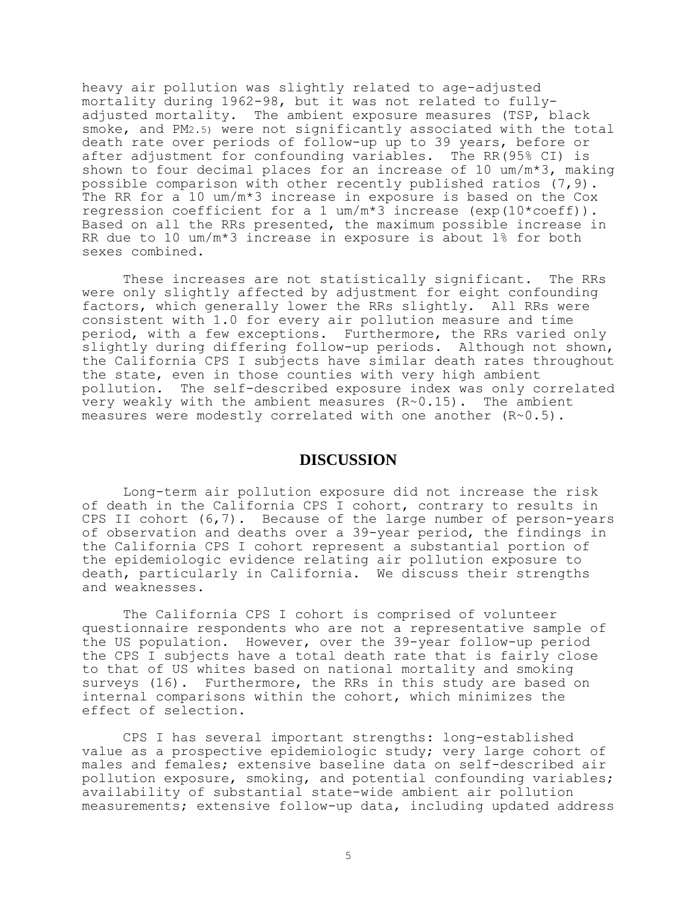heavy air pollution was slightly related to age-adjusted mortality during 1962-98, but it was not related to fully-adjusted mortality. The ambient exposure measures (TSP, black smoke, and $PM_{2.5}$) were not significantly associated with the total death rate over periods of follow-up up to 39 years, before or after adjustment for confounding variables. The RR(95% CI) is shown to four decimal places for an increase of 10 um/m*3, making possible comparison with other recently published ratios (7,9). The RR for a 10 um/m*3 increase in exposure is based on the Cox regression coefficient for a 1 um/m*3 increase (exp(10*coeff)). Based on all the RRs presented, the maximum possible increase in RR due to 10 um/m*3 increase in exposure is about 1% for both sexes combined.

These increases are not statistically significant. The RRs were only slightly affected by adjustment for eight confounding factors, which generally lower the RRs slightly. All RRs were consistent with 1.0 for every air pollution measure and time period, with a few exceptions. Furthermore, the RRs varied only slightly during differing follow-up periods. Although not shown, the California CPS I subjects have similar death rates throughout the state, even in those counties with very high ambient pollution. The self-described exposure index was only correlated very weakly with the ambient measures (R~0.15). The ambient measures were modestly correlated with one another (R~0.5).

## DISCUSSION

Long-term air pollution exposure did not increase the risk of death in the California CPS I cohort, contrary to results in CPS II cohort (6,7). Because of the large number of person-years of observation and deaths over a 39-year period, the findings in the California CPS I cohort represent a substantial portion of the epidemiologic evidence relating air pollution exposure to death, particularly in California. We discuss their strengths and weaknesses.

The California CPS I cohort is comprised of volunteer questionnaire respondents who are not a representative sample of the US population. However, over the 39-year follow-up period the CPS I subjects have a total death rate that is fairly close to that of US whites based on national mortality and smoking surveys (16). Furthermore, the RRs in this study are based on internal comparisons within the cohort, which minimizes the effect of selection.

CPS I has several important strengths: long-established value as a prospective epidemiologic study; very large cohort of males and females; extensive baseline data on self-described air pollution exposure, smoking, and potential confounding variables; availability of substantial state-wide ambient air pollution measurements; extensive follow-up data, including updated address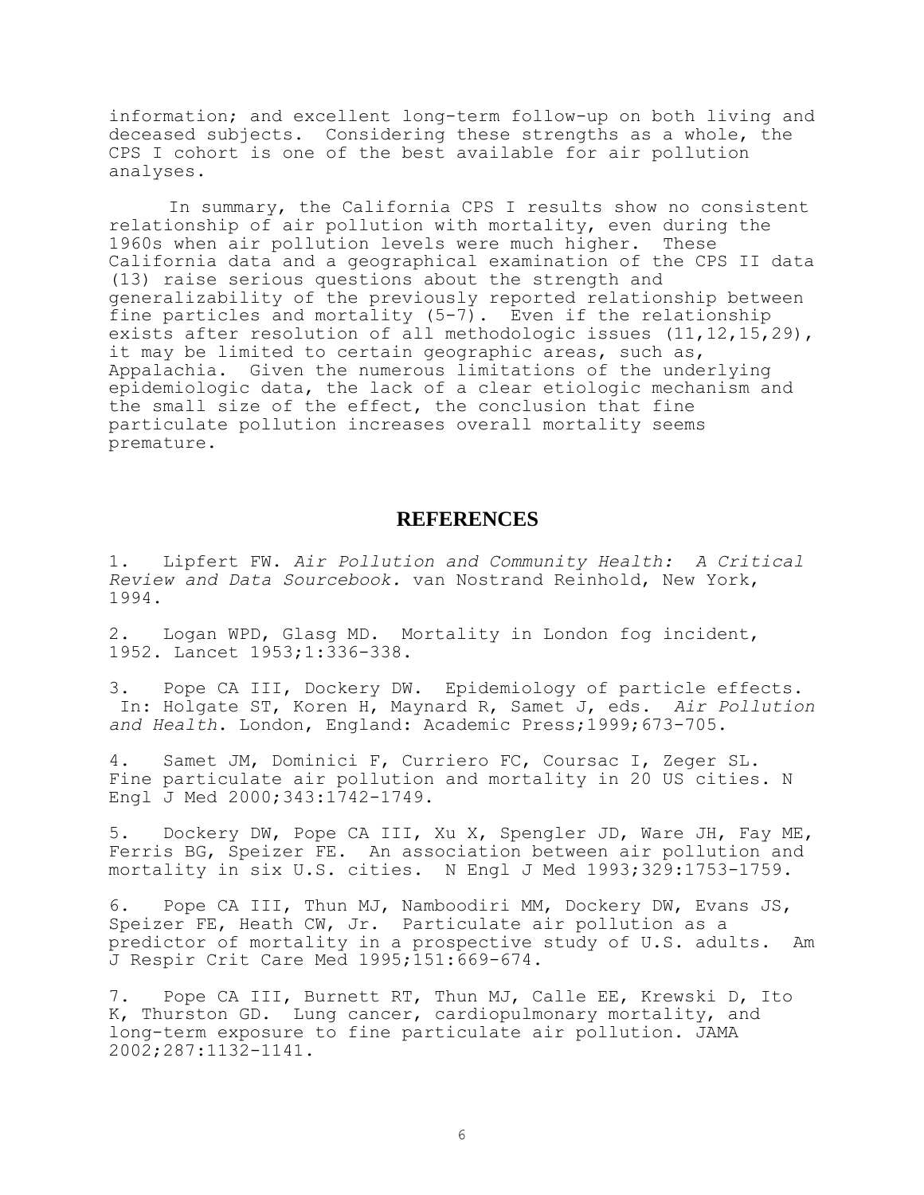information; and excellent long-term follow-up on both living and deceased subjects. Considering these strengths as a whole, the CPS I cohort is one of the best available for air pollution analyses.

In summary, the California CPS I results show no consistent relationship of air pollution with mortality, even during the 1960s when air pollution levels were much higher. These California data and a geographical examination of the CPS II data (13) raise serious questions about the strength and generalizability of the previously reported relationship between fine particles and mortality (5-7). Even if the relationship exists after resolution of all methodologic issues (11,12,15,29), it may be limited to certain geographic areas, such as, Appalachia. Given the numerous limitations of the underlying epidemiologic data, the lack of a clear etiologic mechanism and the small size of the effect, the conclusion that fine particulate pollution increases overall mortality seems premature.

## REFERENCES

1. Lipfert FW. *Air Pollution and Community Health: A Critical Review and Data Sourcebook.* van Nostrand Reinhold, New York, 1994.

2. Logan WPD, Glasg MD. Mortality in London fog incident, 1952. Lancet 1953;1:336-338.

3. Pope CA III, Dockery DW. Epidemiology of particle effects. In: Holgate ST, Koren H, Maynard R, Samet J, eds. *Air Pollution and Health*. London, England: Academic Press;1999;673-705.

4. Samet JM, Dominici F, Curriero FC, Coursac I, Zeger SL. Fine particulate air pollution and mortality in 20 US cities. N Engl J Med 2000;343:1742-1749.

5. Dockery DW, Pope CA III, Xu X, Spengler JD, Ware JH, Fay ME, Ferris BG, Speizer FE. An association between air pollution and mortality in six U.S. cities. N Engl J Med 1993;329:1753-1759.

6. Pope CA III, Thun MJ, Namboodiri MM, Dockery DW, Evans JS, Speizer FE, Heath CW, Jr. Particulate air pollution as a predictor of mortality in a prospective study of U.S. adults. Am J Respir Crit Care Med 1995;151:669-674.

7. Pope CA III, Burnett RT, Thun MJ, Calle EE, Krewski D, Ito K, Thurston GD. Lung cancer, cardiopulmonary mortality, and long-term exposure to fine particulate air pollution. JAMA 2002;287:1132-1141.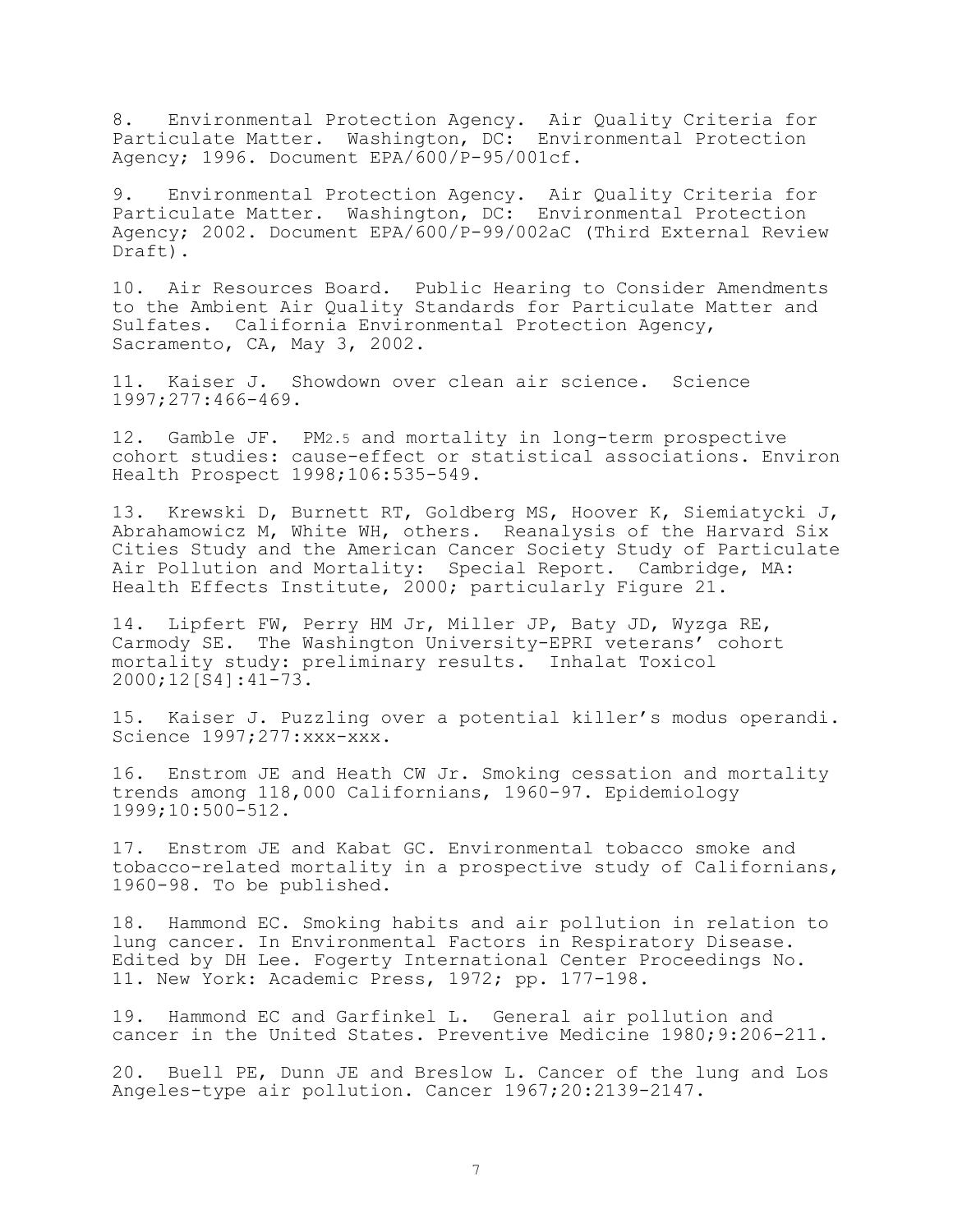8. Environmental Protection Agency. Air Quality Criteria for Particulate Matter. Washington, DC: Environmental Protection Agency; 1996. Document EPA/600/P-95/001cf.

9. Environmental Protection Agency. Air Quality Criteria for Particulate Matter. Washington, DC: Environmental Protection Agency; 2002. Document EPA/600/P-99/002aC (Third External Review Draft).

10. Air Resources Board. Public Hearing to Consider Amendments to the Ambient Air Quality Standards for Particulate Matter and Sulfates. California Environmental Protection Agency, Sacramento, CA, May 3, 2002.

11. Kaiser J. Showdown over clean air science. Science 1997;277:466-469.

12. Gamble JF. $PM_{2.5}$ and mortality in long-term prospective cohort studies: cause-effect or statistical associations. Environ Health Prospect 1998;106:535-549.

13. Krewski D, Burnett RT, Goldberg MS, Hoover K, Siemiatycki J, Abrahamowicz M, White WH, others. Reanalysis of the Harvard Six Cities Study and the American Cancer Society Study of Particulate Air Pollution and Mortality: Special Report. Cambridge, MA: Health Effects Institute, 2000; particularly Figure 21.

14. Lipfert FW, Perry HM Jr, Miller JP, Baty JD, Wyzga RE, Carmody SE. The Washington University-EPRI veterans' cohort mortality study: preliminary results. Inhalat Toxicol 2000;12[S4]:41-73.

15. Kaiser J. Puzzling over a potential killer's modus operandi. Science 1997;277:xxx-xxx.

16. Enstrom JE and Heath CW Jr. Smoking cessation and mortality trends among 118,000 Californians, 1960-97. Epidemiology 1999;10:500-512.

17. Enstrom JE and Kabat GC. Environmental tobacco smoke and tobacco-related mortality in a prospective study of Californians, 1960-98. To be published.

18. Hammond EC. Smoking habits and air pollution in relation to lung cancer. In Environmental Factors in Respiratory Disease. Edited by DH Lee. Fogerty International Center Proceedings No. 11. New York: Academic Press, 1972; pp. 177-198.

19. Hammond EC and Garfinkel L. General air pollution and cancer in the United States. Preventive Medicine 1980;9:206-211.

20. Buell PE, Dunn JE and Breslow L. Cancer of the lung and Los Angeles-type air pollution. Cancer 1967;20:2139-2147.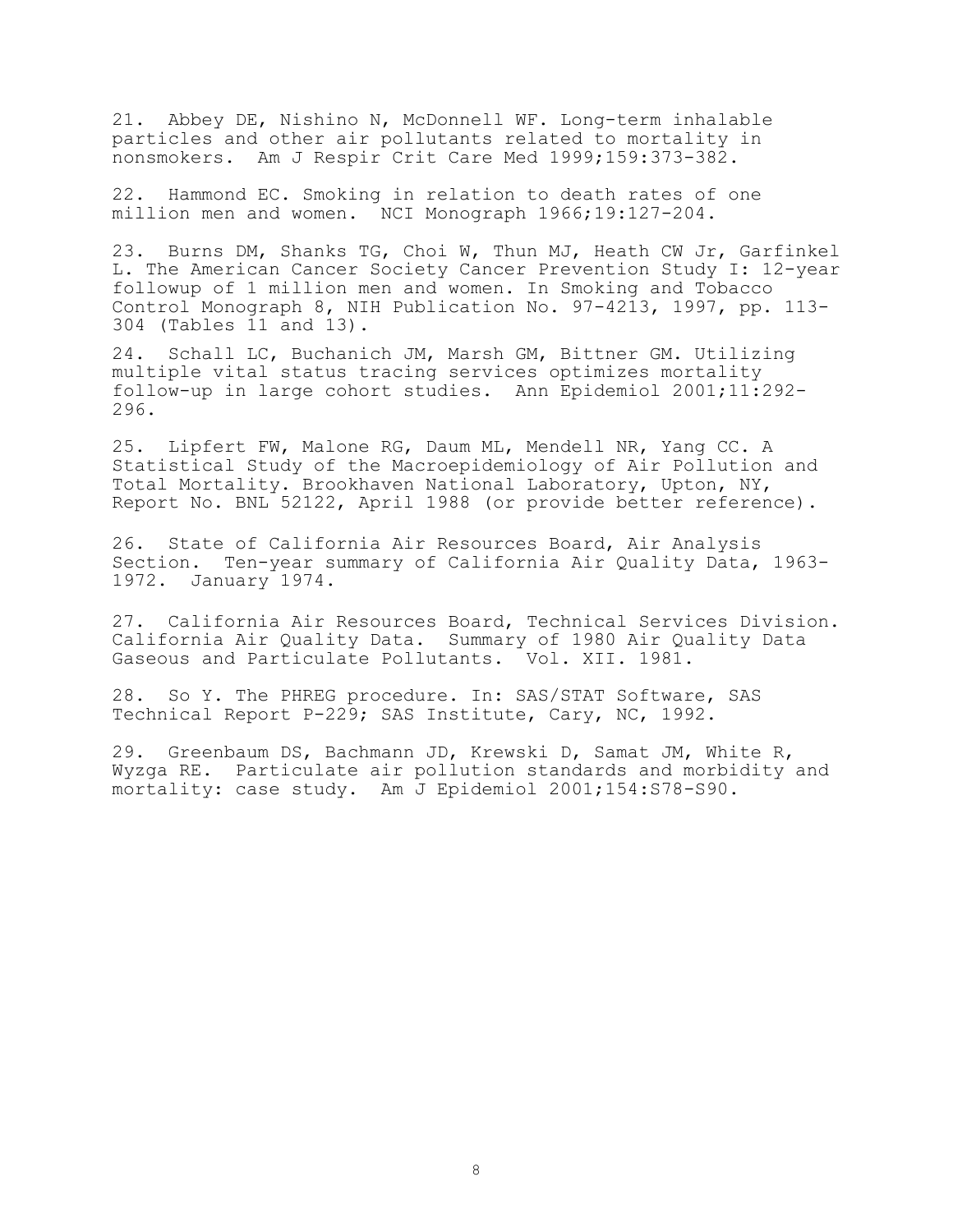21. Abbey DE, Nishino N, McDonnell WF. Long-term inhalable particles and other air pollutants related to mortality in nonsmokers. Am J Respir Crit Care Med 1999;159:373-382.

22. Hammond EC. Smoking in relation to death rates of one million men and women. NCI Monograph 1966;19:127-204.

23. Burns DM, Shanks TG, Choi W, Thun MJ, Heath CW Jr, Garfinkel L. The American Cancer Society Cancer Prevention Study I: 12-year followup of 1 million men and women. In Smoking and Tobacco Control Monograph 8, NIH Publication No. 97-4213, 1997, pp. 113-304 (Tables 11 and 13).

24. Schall LC, Buchanich JM, Marsh GM, Bittner GM. Utilizing multiple vital status tracing services optimizes mortality follow-up in large cohort studies. Ann Epidemiol 2001;11:292-296.

25. Lipfert FW, Malone RG, Daum ML, Mendell NR, Yang CC. A Statistical Study of the Macroepidemiology of Air Pollution and Total Mortality. Brookhaven National Laboratory, Upton, NY, Report No. BNL 52122, April 1988 (or provide better reference).

26. State of California Air Resources Board, Air Analysis Section. Ten-year summary of California Air Quality Data, 1963-1972. January 1974.

27. California Air Resources Board, Technical Services Division. California Air Quality Data. Summary of 1980 Air Quality Data Gaseous and Particulate Pollutants. Vol. XII. 1981.

28. So Y. The PHREG procedure. In: SAS/STAT Software, SAS Technical Report P-229; SAS Institute, Cary, NC, 1992.

29. Greenbaum DS, Bachmann JD, Krewski D, Samat JM, White R, Wyzga RE. Particulate air pollution standards and morbidity and mortality: case study. Am J Epidemiol 2001;154:S78-S90.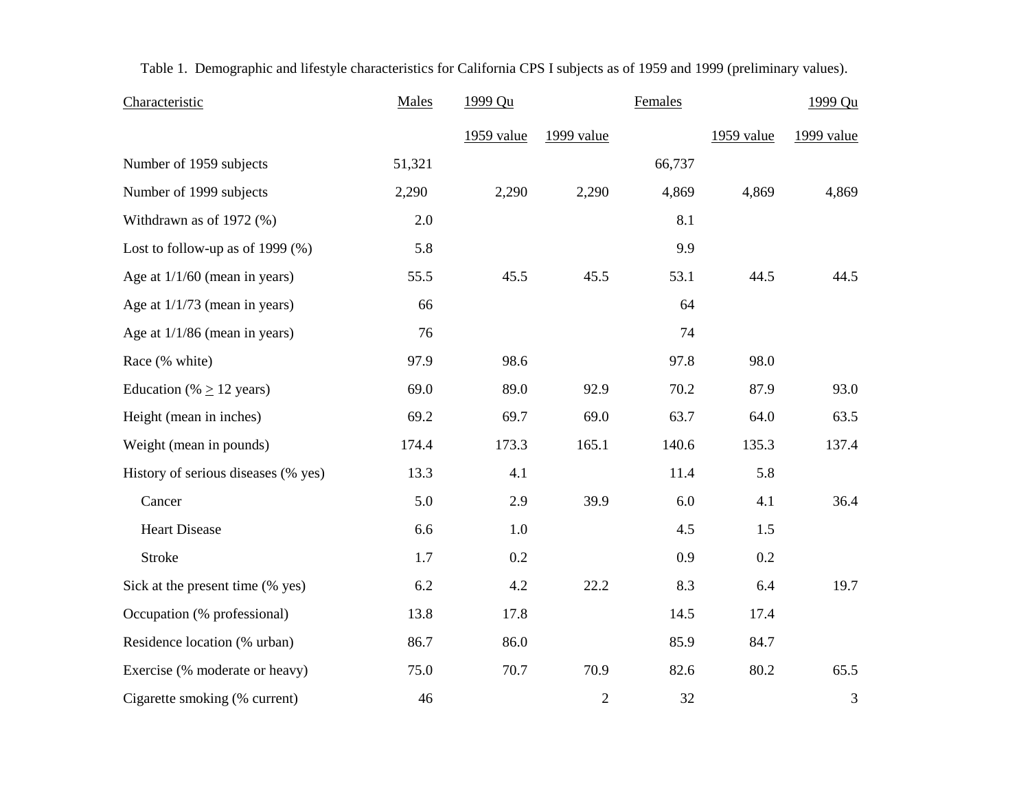Table 1. Demographic and lifestyle characteristics for California CPS I subjects as of 1959 and 1999 (preliminary values).

| Characteristic | Males | 1999 Qu | | Females | 1999 Qu | |
|---|---|---|---|---|---|---|
| | | 1959 value | 1999 value | | 1959 value | 1999 value |
| Number of 1959 subjects | 51,321 | | | 66,737 | | |
| Number of 1999 subjects | 2,290 | 2,290 | 2,290 | 4,869 | 4,869 | 4,869 |
| Withdrawn as of 1972 (%) | 2.0 | | | 8.1 | | |
| Lost to follow-up as of 1999 (%) | 5.8 | | | 9.9 | | |
| Age at 1/1/60 (mean in years) | 55.5 | 45.5 | 45.5 | 53.1 | 44.5 | 44.5 |
| Age at 1/1/73 (mean in years) | 66 | | | 64 | | |
| Age at 1/1/86 (mean in years) | 76 | | | 74 | | |
| Race (% white) | 97.9 | 98.6 | | 97.8 | 98.0 | |
| Education (% ≥ 12 years) | 69.0 | 89.0 | 92.9 | 70.2 | 87.9 | 93.0 |
| Height (mean in inches) | 69.2 | 69.7 | 69.0 | 63.7 | 64.0 | 63.5 |
| Weight (mean in pounds) | 174.4 | 173.3 | 165.1 | 140.6 | 135.3 | 137.4 |
| History of serious diseases (% yes) | 13.3 | 4.1 | | 11.4 | 5.8 | |
| Cancer | 5.0 | 2.9 | 39.9 | 6.0 | 4.1 | 36.4 |
| Heart Disease | 6.6 | 1.0 | | 4.5 | 1.5 | |
| Stroke | 1.7 | 0.2 | | 0.9 | 0.2 | |
| Sick at the present time (% yes) | 6.2 | 4.2 | 22.2 | 8.3 | 6.4 | 19.7 |
| Occupation (% professional) | 13.8 | 17.8 | | 14.5 | 17.4 | |
| Residence location (% urban) | 86.7 | 86.0 | | 85.9 | 84.7 | |
| Exercise (% moderate or heavy) | 75.0 | 70.7 | 70.9 | 82.6 | 80.2 | 65.5 |
| Cigarette smoking (% current) | 46 | | 2 | 32 | | 3 |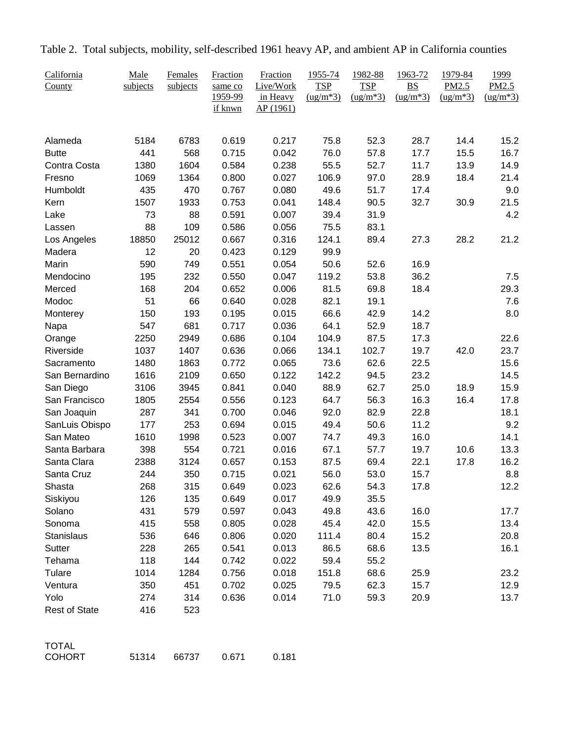Table 2. Total subjects, mobility, self-described 1961 heavy AP, and ambient AP in California counties

| California County | Male subjects | Females subjects | Fraction same co 1959-99 if knwn | Fraction Live/Work in Heavy AP (1961) | 1955-74 TSP (ug/m*3) | 1982-88 TSP (ug/m*3) | 1963-72 BS (ug/m*3) | 1979-84 PM2.5 (ug/m*3) | 1999 PM2.5 (ug/m*3) |
|---|---|---|---|---|---|---|---|---|---|
| Alameda | 5184 | 6783 | 0.619 | 0.217 | 75.8 | 52.3 | 28.7 | 14.4 | 15.2 |
| Butte | 441 | 568 | 0.715 | 0.042 | 76.0 | 57.8 | 17.7 | 15.5 | 16.7 |
| Contra Costa | 1380 | 1604 | 0.584 | 0.238 | 55.5 | 52.7 | 11.7 | 13.9 | 14.9 |
| Fresno | 1069 | 1364 | 0.800 | 0.027 | 106.9 | 97.0 | 28.9 | 18.4 | 21.4 |
| Humboldt | 435 | 470 | 0.767 | 0.080 | 49.6 | 51.7 | 17.4 | | 9.0 |
| Kern | 1507 | 1933 | 0.753 | 0.041 | 148.4 | 90.5 | 32.7 | 30.9 | 21.5 |
| Lake | 73 | 88 | 0.591 | 0.007 | 39.4 | 31.9 | | | 4.2 |
| Lassen | 88 | 109 | 0.586 | 0.056 | 75.5 | 83.1 | | | |
| Los Angeles | 18850 | 25012 | 0.667 | 0.316 | 124.1 | 89.4 | 27.3 | 28.2 | 21.2 |
| Madera | 12 | 20 | 0.423 | 0.129 | 99.9 | | | | |
| Marin | 590 | 749 | 0.551 | 0.054 | 50.6 | 52.6 | 16.9 | | |
| Mendocino | 195 | 232 | 0.550 | 0.047 | 119.2 | 53.8 | 36.2 | | 7.5 |
| Merced | 168 | 204 | 0.652 | 0.006 | 81.5 | 69.8 | 18.4 | | 29.3 |
| Modoc | 51 | 66 | 0.640 | 0.028 | 82.1 | 19.1 | | | 7.6 |
| Monterey | 150 | 193 | 0.195 | 0.015 | 66.6 | 42.9 | 14.2 | | 8.0 |
| Napa | 547 | 681 | 0.717 | 0.036 | 64.1 | 52.9 | 18.7 | | |
| Orange | 2250 | 2949 | 0.686 | 0.104 | 104.9 | 87.5 | 17.3 | | 22.6 |
| Riverside | 1037 | 1407 | 0.636 | 0.066 | 134.1 | 102.7 | 19.7 | 42.0 | 23.7 |
| Sacramento | 1480 | 1863 | 0.772 | 0.065 | 73.6 | 62.6 | 22.5 | | 15.6 |
| San Bernardino | 1616 | 2109 | 0.650 | 0.122 | 142.2 | 94.5 | 23.2 | | 14.5 |
| San Diego | 3106 | 3945 | 0.841 | 0.040 | 88.9 | 62.7 | 25.0 | 18.9 | 15.9 |
| San Francisco | 1805 | 2554 | 0.556 | 0.123 | 64.7 | 56.3 | 16.3 | 16.4 | 17.8 |
| San Joaquin | 287 | 341 | 0.700 | 0.046 | 92.0 | 82.9 | 22.8 | | 18.1 |
| SanLuis Obispo | 177 | 253 | 0.694 | 0.015 | 49.4 | 50.6 | 11.2 | | 9.2 |
| San Mateo | 1610 | 1998 | 0.523 | 0.007 | 74.7 | 49.3 | 16.0 | | 14.1 |
| Santa Barbara | 398 | 554 | 0.721 | 0.016 | 67.1 | 57.7 | 19.7 | 10.6 | 13.3 |
| Santa Clara | 2388 | 3124 | 0.657 | 0.153 | 87.5 | 69.4 | 22.1 | 17.8 | 16.2 |
| Santa Cruz | 244 | 350 | 0.715 | 0.021 | 56.0 | 53.0 | 15.7 | | 8.8 |
| Shasta | 268 | 315 | 0.649 | 0.023 | 62.6 | 54.3 | 17.8 | | 12.2 |
| Siskiyou | 126 | 135 | 0.649 | 0.017 | 49.9 | 35.5 | | | |
| Solano | 431 | 579 | 0.597 | 0.043 | 49.8 | 43.6 | 16.0 | | 17.7 |
| Sonoma | 415 | 558 | 0.805 | 0.028 | 45.4 | 42.0 | 15.5 | | 13.4 |
| Stanislaus | 536 | 646 | 0.806 | 0.020 | 111.4 | 80.4 | 15.2 | | 20.8 |
| Sutter | 228 | 265 | 0.541 | 0.013 | 86.5 | 68.6 | 13.5 | | 16.1 |
| Tehama | 118 | 144 | 0.742 | 0.022 | 59.4 | 55.2 | | | |
| Tulare | 1014 | 1284 | 0.756 | 0.018 | 151.8 | 68.6 | 25.9 | | 23.2 |
| Ventura | 350 | 451 | 0.702 | 0.025 | 79.5 | 62.3 | 15.7 | | 12.9 |
| Yolo | 274 | 314 | 0.636 | 0.014 | 71.0 | 59.3 | 20.9 | | 13.7 |
| Rest of State | 416 | 523 | | | | | | | |
| TOTAL COHORT | 51314 | 66737 | 0.671 | 0.181 | | | | | |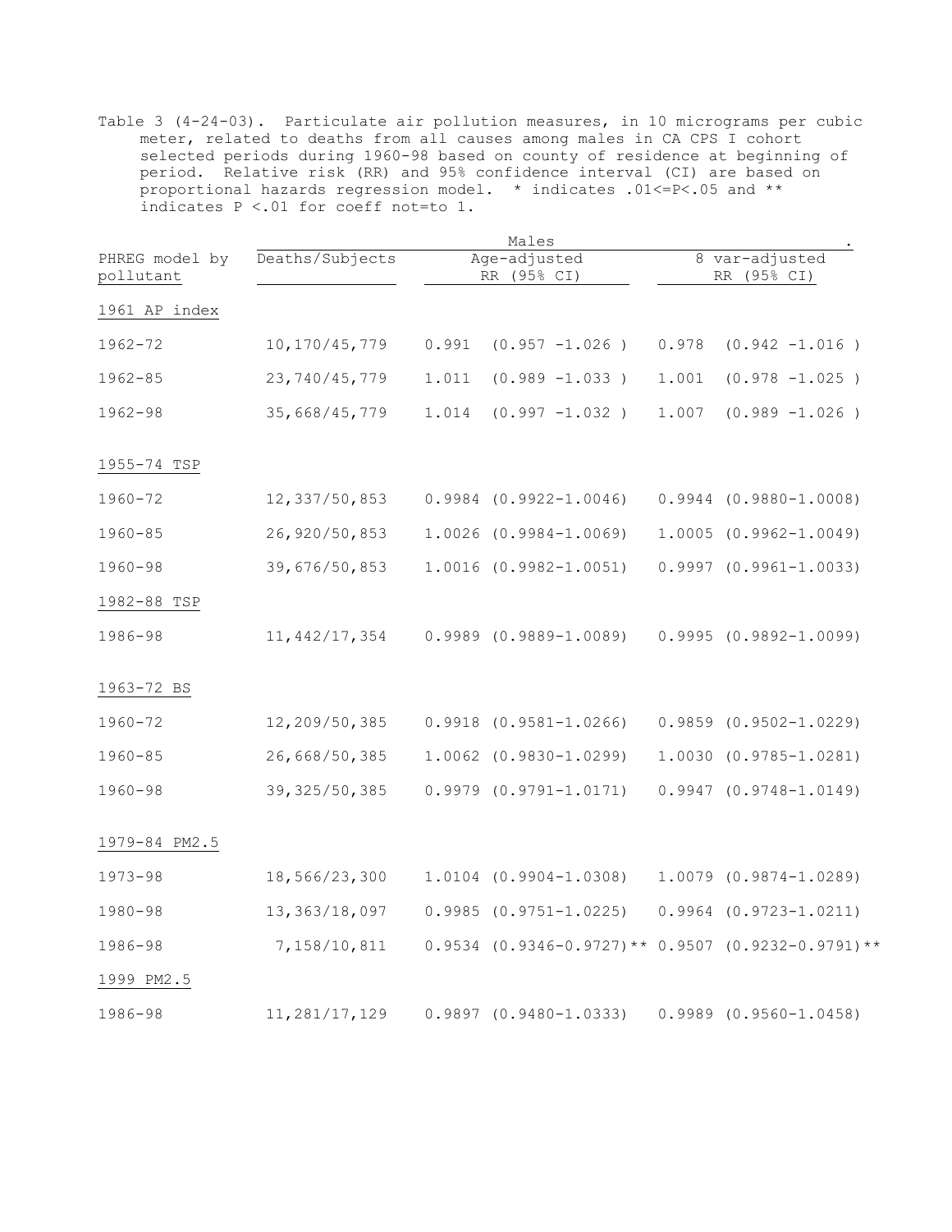Table 3 (4-24-03). Particulate air pollution measures, in 10 micrograms per cubic meter, related to deaths from all causes among males in CA CPS I cohort selected periods during 1960-98 based on county of residence at beginning of period. Relative risk (RR) and 95% confidence interval (CI) are based on proportional hazards regression model. * indicates .01<=P<.05 and ** indicates P <.01 for coeff not=to 1.

| PHREG model by pollutant | Males | | |
|---|---|---|---|
| | Deaths/Subjects | Age-adjusted RR (95% CI) | 8 var-adjusted RR (95% CI) |
| 1961 AP index | | | |
| 1962-72 | 10,170/45,779 | 0.991 (0.957 -1.026 ) | 0.978 (0.942 -1.016 ) |
| 1962-85 | 23,740/45,779 | 1.011 (0.989 -1.033 ) | 1.001 (0.978 -1.025 ) |
| 1962-98 | 35,668/45,779 | 1.014 (0.997 -1.032 ) | 1.007 (0.989 -1.026 ) |
| 1955-74 TSP | | | |
| 1960-72 | 12,337/50,853 | 0.9984 (0.9922-1.0046) | 0.9944 (0.9880-1.0008) |
| 1960-85 | 26,920/50,853 | 1.0026 (0.9984-1.0069) | 1.0005 (0.9962-1.0049) |
| 1960-98 | 39,676/50,853 | 1.0016 (0.9982-1.0051) | 0.9997 (0.9961-1.0033) |
| 1982-88 TSP | | | |
| 1986-98 | 11,442/17,354 | 0.9989 (0.9889-1.0089) | 0.9995 (0.9892-1.0099) |
| 1963-72 BS | | | |
| 1960-72 | 12,209/50,385 | 0.9918 (0.9581-1.0266) | 0.9859 (0.9502-1.0229) |
| 1960-85 | 26,668/50,385 | 1.0062 (0.9830-1.0299) | 1.0030 (0.9785-1.0281) |
| 1960-98 | 39,325/50,385 | 0.9979 (0.9791-1.0171) | 0.9947 (0.9748-1.0149) |
| 1979-84 PM2.5 | | | |
| 1973-98 | 18,566/23,300 | 1.0104 (0.9904-1.0308) | 1.0079 (0.9874-1.0289) |
| 1980-98 | 13,363/18,097 | 0.9985 (0.9751-1.0225) | 0.9964 (0.9723-1.0211) |
| 1986-98 | 7,158/10,811 | 0.9534 (0.9346-0.9727)** | 0.9507 (0.9232-0.9791)** |
| 1999 PM2.5 | | | |
| 1986-98 | 11,281/17,129 | 0.9897 (0.9480-1.0333) | 0.9989 (0.9560-1.0458) |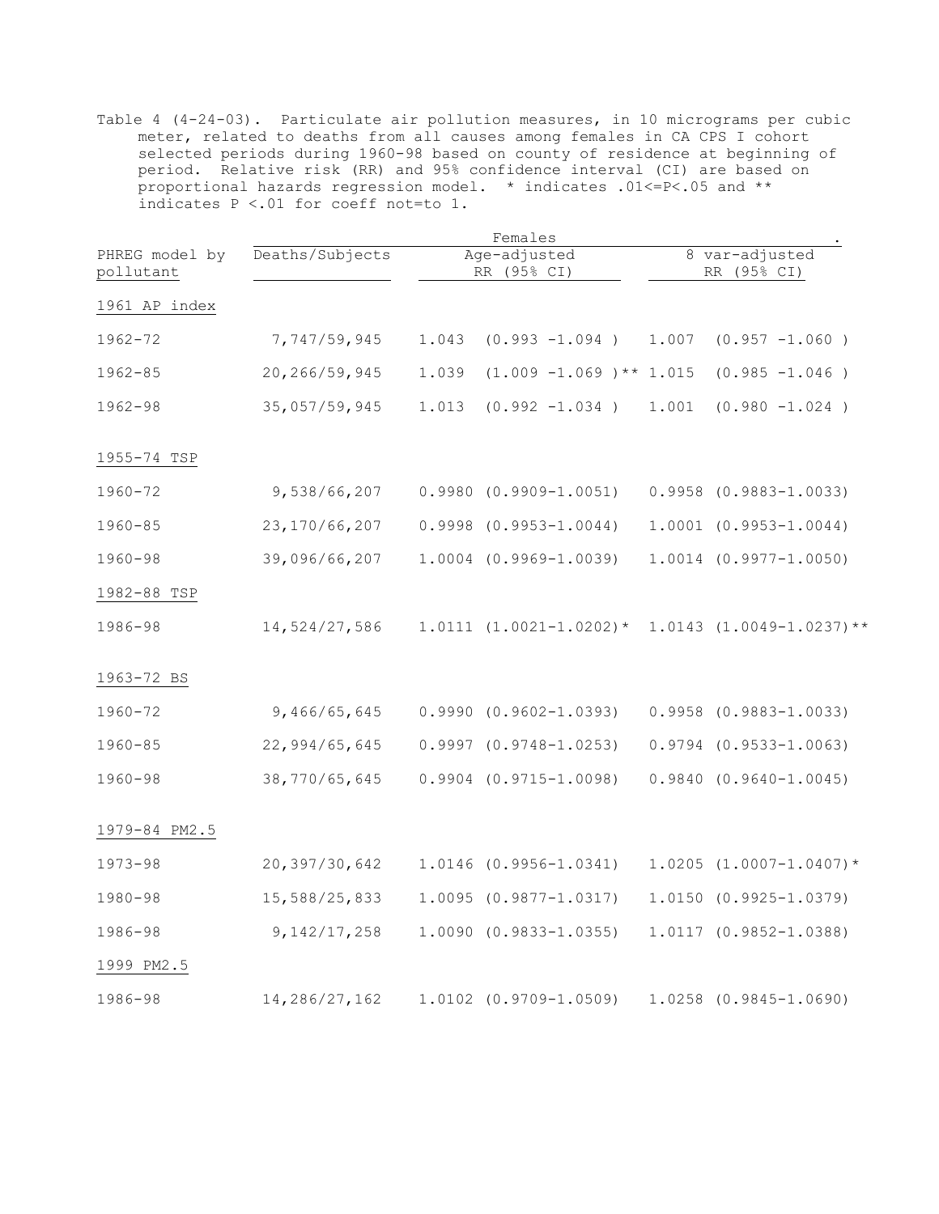Table 4 (4-24-03). Particulate air pollution measures, in 10 micrograms per cubic meter, related to deaths from all causes among females in CA CPS I cohort selected periods during 1960-98 based on county of residence at beginning of period. Relative risk (RR) and 95% confidence interval (CI) are based on proportional hazards regression model. * indicates .01<=P<.05 and ** indicates P <.01 for coeff not=to 1.

| PHREG model by pollutant | Females | | |
|---|---|---|---|
| | Deaths/Subjects | Age-adjusted RR (95% CI) | 8 var-adjusted RR (95% CI) |
| 1961 AP index | | | |
| 1962-72 | 7,747/59,945 | 1.043 (0.993 -1.094 ) | 1.007 (0.957 -1.060 ) |
| 1962-85 | 20,266/59,945 | 1.039 (1.009 -1.069 )** | 1.015 (0.985 -1.046 ) |
| 1962-98 | 35,057/59,945 | 1.013 (0.992 -1.034 ) | 1.001 (0.980 -1.024 ) |
| 1955-74 TSP | | | |
| 1960-72 | 9,538/66,207 | 0.9980 (0.9909-1.0051) | 0.9958 (0.9883-1.0033) |
| 1960-85 | 23,170/66,207 | 0.9998 (0.9953-1.0044) | 1.0001 (0.9953-1.0044) |
| 1960-98 | 39,096/66,207 | 1.0004 (0.9969-1.0039) | 1.0014 (0.9977-1.0050) |
| 1982-88 TSP | | | |
| 1986-98 | 14,524/27,586 | 1.0111 (1.0021-1.0202)* | 1.0143 (1.0049-1.0237)** |
| 1963-72 BS | | | |
| 1960-72 | 9,466/65,645 | 0.9990 (0.9602-1.0393) | 0.9958 (0.9883-1.0033) |
| 1960-85 | 22,994/65,645 | 0.9997 (0.9748-1.0253) | 0.9794 (0.9533-1.0063) |
| 1960-98 | 38,770/65,645 | 0.9904 (0.9715-1.0098) | 0.9840 (0.9640-1.0045) |
| 1979-84 PM2.5 | | | |
| 1973-98 | 20,397/30,642 | 1.0146 (0.9956-1.0341) | 1.0205 (1.0007-1.0407)* |
| 1980-98 | 15,588/25,833 | 1.0095 (0.9877-1.0317) | 1.0150 (0.9925-1.0379) |
| 1986-98 | 9,142/17,258 | 1.0090 (0.9833-1.0355) | 1.0117 (0.9852-1.0388) |
| 1999 PM2.5 | | | |
| 1986-98 | 14,286/27,162 | 1.0102 (0.9709-1.0509) | 1.0258 (0.9845-1.0690) |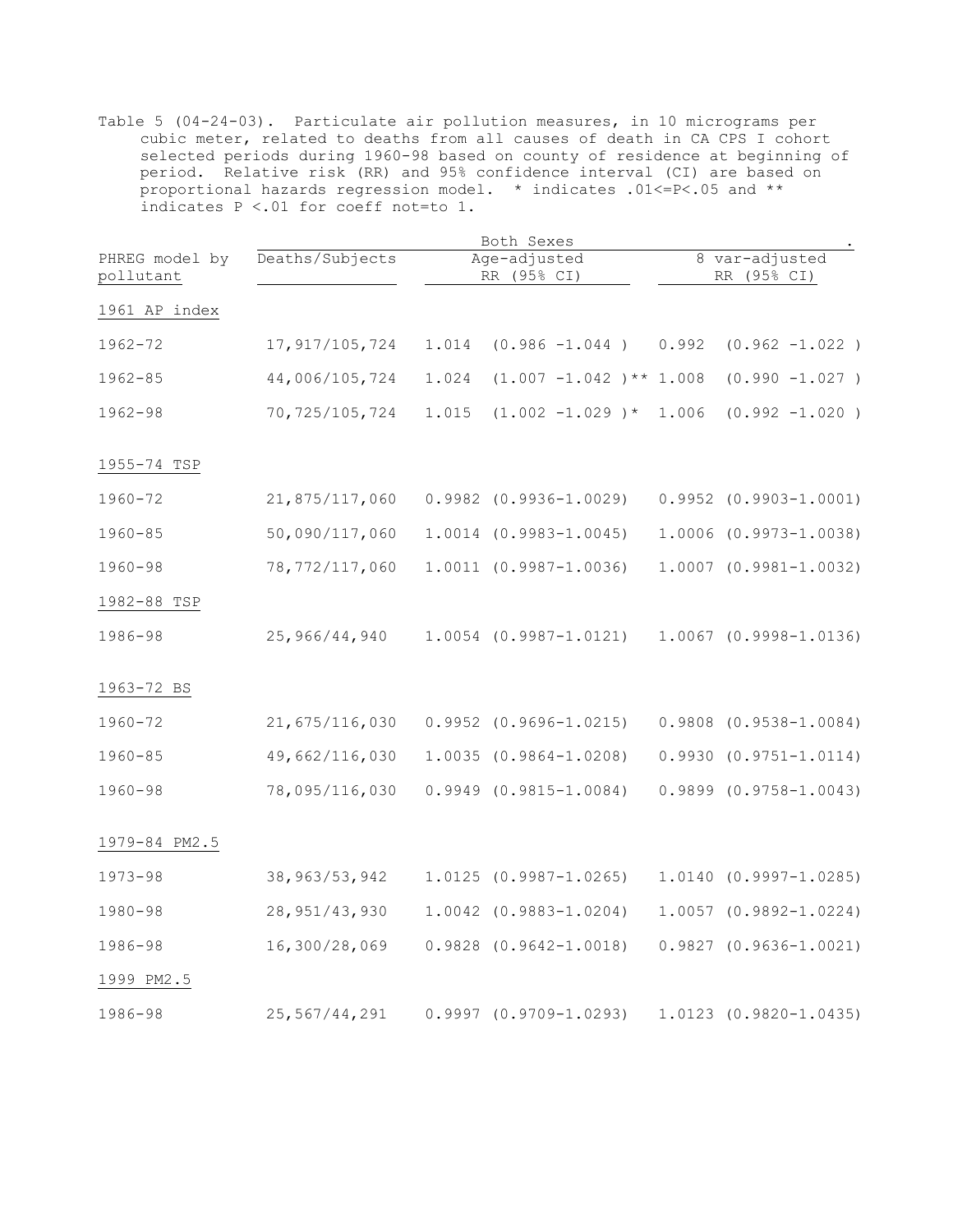Table 5 (04-24-03). Particulate air pollution measures, in 10 micrograms per cubic meter, related to deaths from all causes of death in CA CPS I cohort selected periods during 1960-98 based on county of residence at beginning of period. Relative risk (RR) and 95% confidence interval (CI) are based on proportional hazards regression model. * indicates .01<=P<.05 and ** indicates P <.01 for coeff not=to 1.

| | Both Sexes | | |
|---|---|---|---|
| PHREG model by pollutant | Deaths/Subjects | Age-adjusted RR (95% CI) | 8 var-adjusted RR (95% CI) |
| 1961 AP index | | | |
| 1962-72 | 17,917/105,724 | 1.014 (0.986 -1.044 ) | 0.992 (0.962 -1.022 ) |
| 1962-85 | 44,006/105,724 | 1.024 (1.007 -1.042 )** | 1.008 (0.990 -1.027 ) |
| 1962-98 | 70,725/105,724 | 1.015 (1.002 -1.029 )* | 1.006 (0.992 -1.020 ) |
| 1955-74 TSP | | | |
| 1960-72 | 21,875/117,060 | 0.9982 (0.9936-1.0029) | 0.9952 (0.9903-1.0001) |
| 1960-85 | 50,090/117,060 | 1.0014 (0.9983-1.0045) | 1.0006 (0.9973-1.0038) |
| 1960-98 | 78,772/117,060 | 1.0011 (0.9987-1.0036) | 1.0007 (0.9981-1.0032) |
| 1982-88 TSP | | | |
| 1986-98 | 25,966/44,940 | 1.0054 (0.9987-1.0121) | 1.0067 (0.9998-1.0136) |
| 1963-72 BS | | | |
| 1960-72 | 21,675/116,030 | 0.9952 (0.9696-1.0215) | 0.9808 (0.9538-1.0084) |
| 1960-85 | 49,662/116,030 | 1.0035 (0.9864-1.0208) | 0.9930 (0.9751-1.0114) |
| 1960-98 | 78,095/116,030 | 0.9949 (0.9815-1.0084) | 0.9899 (0.9758-1.0043) |
| 1979-84 PM2.5 | | | |
| 1973-98 | 38,963/53,942 | 1.0125 (0.9987-1.0265) | 1.0140 (0.9997-1.0285) |
| 1980-98 | 28,951/43,930 | 1.0042 (0.9883-1.0204) | 1.0057 (0.9892-1.0224) |
| 1986-98 | 16,300/28,069 | 0.9828 (0.9642-1.0018) | 0.9827 (0.9636-1.0021) |
| 1999 PM2.5 | | | |
| 1986-98 | 25,567/44,291 | 0.9997 (0.9709-1.0293) | 1.0123 (0.9820-1.0435) |